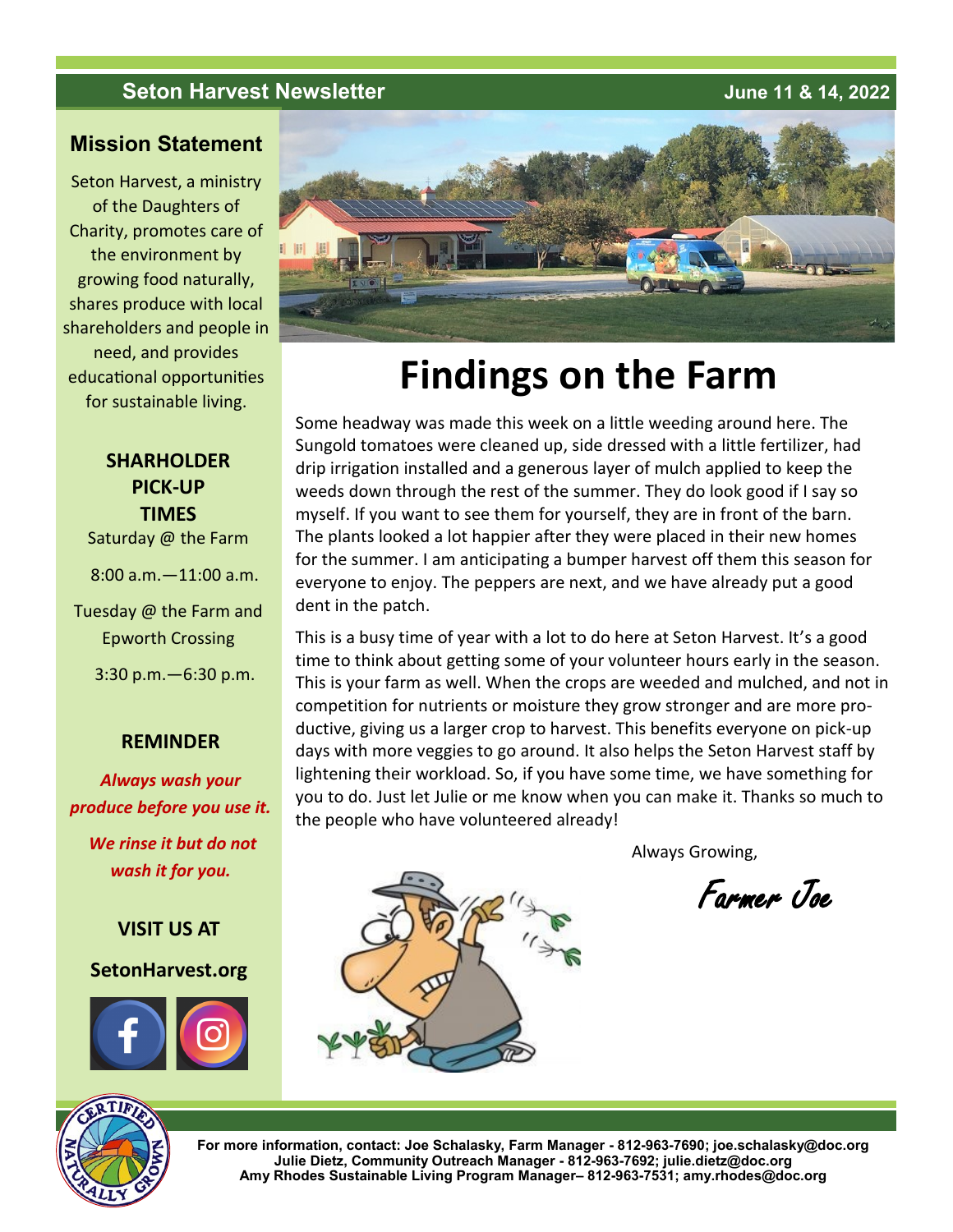Seton Harvest Newsletter — June 11 & 14, 2022

## Mission Statement

Seton Harvest, a ministry of the Daughters of Charity, promotes care of the environment by growing food naturally, shares produce with local shareholders and people in need, and provides educational opportunities for sustainable living.

**SHARHOLDER PICK-UP TIMES**

Saturday @ the Farm

8:00 a.m.—11:00 a.m.

Tuesday @ the Farm and Epworth Crossing

3:30 p.m.—6:30 p.m.

**REMINDER**

***Always wash your produce before you use it.***

***We rinse it but do not wash it for you.***

**VISIT US AT**

**SetonHarvest.org**

# Findings on the Farm

Some headway was made this week on a little weeding around here. The Sungold tomatoes were cleaned up, side dressed with a little fertilizer, had drip irrigation installed and a generous layer of mulch applied to keep the weeds down through the rest of the summer. They do look good if I say so myself. If you want to see them for yourself, they are in front of the barn. The plants looked a lot happier after they were placed in their new homes for the summer. I am anticipating a bumper harvest off them this season for everyone to enjoy. The peppers are next, and we have already put a good dent in the patch.

This is a busy time of year with a lot to do here at Seton Harvest. It's a good time to think about getting some of your volunteer hours early in the season. This is your farm as well. When the crops are weeded and mulched, and not in competition for nutrients or moisture they grow stronger and are more productive, giving us a larger crop to harvest. This benefits everyone on pick-up days with more veggies to go around. It also helps the Seton Harvest staff by lightening their workload. So, if you have some time, we have something for you to do. Just let Julie or me know when you can make it. Thanks so much to the people who have volunteered already!

Always Growing,

*Farmer Joe*

**For more information, contact: Joe Schalasky, Farm Manager - 812-963-7690; joe.schalasky@doc.org**
**Julie Dietz, Community Outreach Manager - 812-963-7692; julie.dietz@doc.org**
**Amy Rhodes Sustainable Living Program Manager– 812-963-7531; amy.rhodes@doc.org**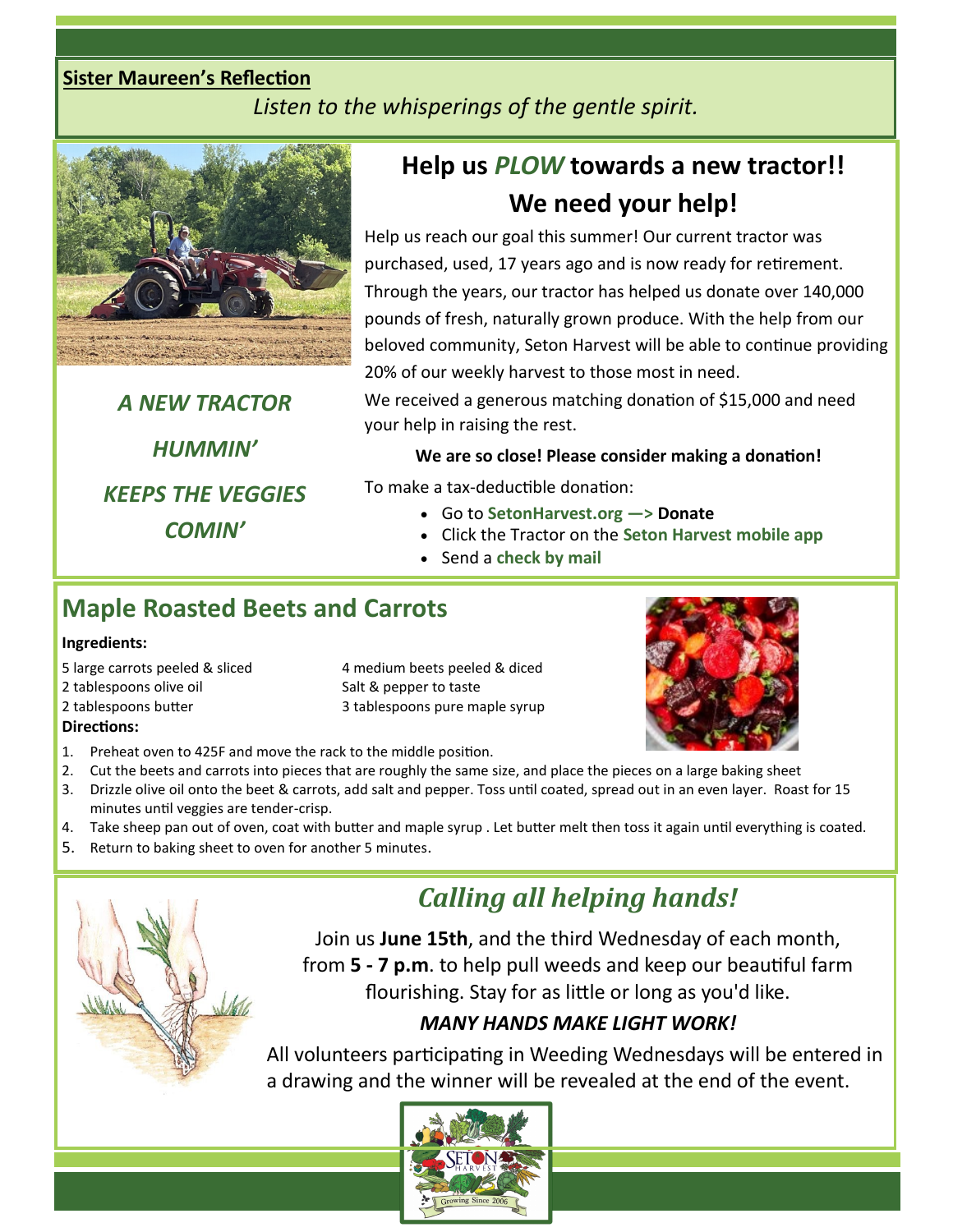**Sister Maureen's Reflection**

*Listen to the whisperings of the gentle spirit.*

***A NEW TRACTOR***

***HUMMIN'***

***KEEPS THE VEGGIES***

***COMIN'***

## Help us *PLOW* towards a new tractor!! We need your help!

Help us reach our goal this summer! Our current tractor was purchased, used, 17 years ago and is now ready for retirement. Through the years, our tractor has helped us donate over 140,000 pounds of fresh, naturally grown produce. With the help from our beloved community, Seton Harvest will be able to continue providing 20% of our weekly harvest to those most in need.

We received a generous matching donation of $15,000 and need your help in raising the rest.

**We are so close! Please consider making a donation!**

To make a tax-deductible donation:

- Go to **SetonHarvest.org —> Donate**
- Click the Tractor on the **Seton Harvest mobile app**
- Send a **check by mail**

## Maple Roasted Beets and Carrots

**Ingredients:**

5 large carrots peeled & sliced
2 tablespoons olive oil
2 tablespoons butter
4 medium beets peeled & diced
Salt & pepper to taste
3 tablespoons pure maple syrup

**Directions:**

1. Preheat oven to 425F and move the rack to the middle position.
2. Cut the beets and carrots into pieces that are roughly the same size, and place the pieces on a large baking sheet
3. Drizzle olive oil onto the beet & carrots, add salt and pepper. Toss until coated, spread out in an even layer. Roast for 15 minutes until veggies are tender-crisp.
4. Take sheep pan out of oven, coat with butter and maple syrup . Let butter melt then toss it again until everything is coated.
5. Return to baking sheet to oven for another 5 minutes.

## *Calling all helping hands!*

Join us **June 15th**, and the third Wednesday of each month, from **5 - 7 p.m**. to help pull weeds and keep our beautiful farm flourishing. Stay for as little or long as you'd like.

***MANY HANDS MAKE LIGHT WORK!***

All volunteers participating in Weeding Wednesdays will be entered in a drawing and the winner will be revealed at the end of the event.

SETON HARVEST
Growing Since 2006